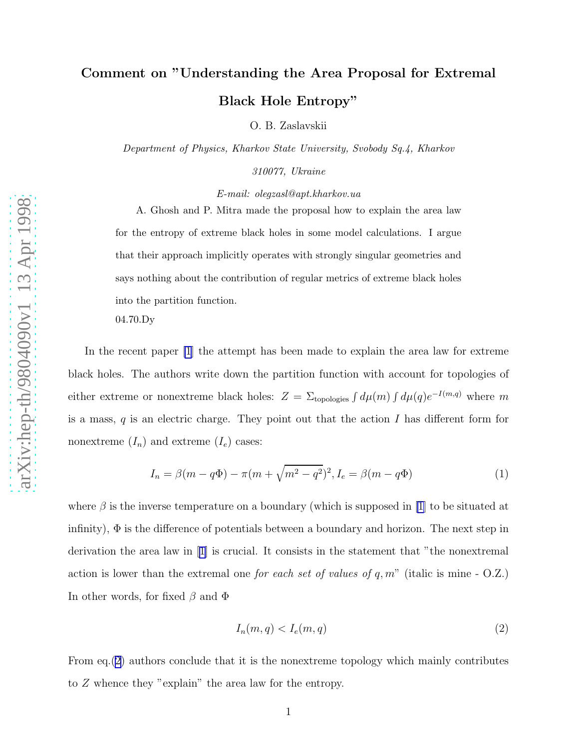# Comment on "Understanding the Area Proposal for Extremal Black Hole Entropy"

O. B. Zaslavskii

*Department of Physics, Kharkov State University, Svobody Sq.4, Kharkov 310077, Ukraine*

*E-mail: olegzasl@apt.kharkov.ua*

A. Ghosh and P. Mitra made the proposal how to explain the area law for the entropy of extreme black holes in some model calculations. I argue that their approach implicitly operates with strongly singular geometries and says nothing about the contribution of regular metrics of extreme black holes into the partition function.

04.70.Dy

In the recent paper [1] the attempt has been made to explain the area law for extreme black holes. The authors write down the partition function with account for topologies of either extreme or nonextreme black holes: $Z = \Sigma_{\text{topologies}} \int d\mu(m) \int d\mu(q) e^{-I(m,q)}$ where $m$ is a mass, $q$ is an electric charge. They point out that the action $I$ has different form for nonextreme ($I_n$) and extreme ($I_e$) cases:

$$I_n = \beta(m - q\Phi) - \pi(m + \sqrt{m^2 - q^2})^2, I_e = \beta(m - q\Phi) \tag{1}$$

where $\beta$ is the inverse temperature on a boundary (which is supposed in [1] to be situated at infinity), $\Phi$ is the difference of potentials between a boundary and horizon. The next step in derivation the area law in [1] is crucial. It consists in the statement that "the nonextremal action is lower than the extremal one *for each set of values of* $q, m$" (italic is mine - O.Z.) In other words, for fixed $\beta$ and $\Phi$

$$I_n(m, q) < I_e(m, q) \tag{2}$$

From eq.(2) authors conclude that it is the nonextreme topology which mainly contributes to $Z$ whence they "explain" the area law for the entropy.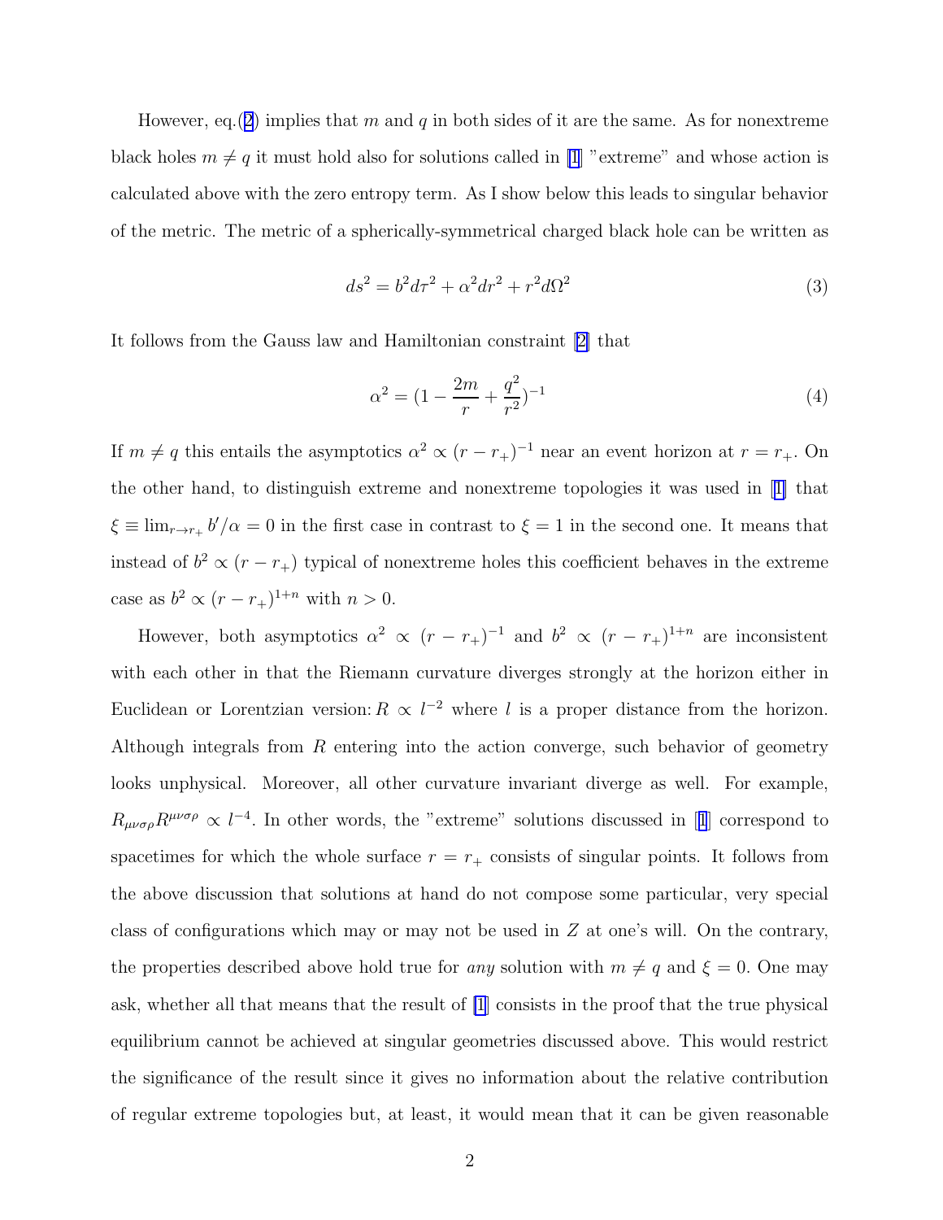However, eq.(2) implies that $m$ and $q$ in both sides of it are the same. As for nonextreme black holes $m \neq q$ it must hold also for solutions called in [1] "extreme" and whose action is calculated above with the zero entropy term. As I show below this leads to singular behavior of the metric. The metric of a spherically-symmetrical charged black hole can be written as

$$ds^2 = b^2 d\tau^2 + \alpha^2 dr^2 + r^2 d\Omega^2 \tag{3}$$

It follows from the Gauss law and Hamiltonian constraint [2] that

$$\alpha^2 = (1 - \frac{2m}{r} + \frac{q^2}{r^2})^{-1} \tag{4}$$

If $m \neq q$ this entails the asymptotics $\alpha^2 \propto (r - r_+)^{-1}$ near an event horizon at $r = r_+$. On the other hand, to distinguish extreme and nonextreme topologies it was used in [1] that $\xi \equiv \lim_{r \to r_+} b'/\alpha = 0$ in the first case in contrast to $\xi = 1$ in the second one. It means that instead of $b^2 \propto (r - r_+)$ typical of nonextreme holes this coefficient behaves in the extreme case as $b^2 \propto (r - r_+)^{1+n}$ with $n > 0$.

However, both asymptotics $\alpha^2 \propto (r - r_+)^{-1}$ and $b^2 \propto (r - r_+)^{1+n}$ are inconsistent with each other in that the Riemann curvature diverges strongly at the horizon either in Euclidean or Lorentzian version: $R \propto l^{-2}$ where $l$ is a proper distance from the horizon. Although integrals from $R$ entering into the action converge, such behavior of geometry looks unphysical. Moreover, all other curvature invariant diverge as well. For example, $R_{\mu\nu\sigma\rho}R^{\mu\nu\sigma\rho} \propto l^{-4}$. In other words, the "extreme" solutions discussed in [1] correspond to spacetimes for which the whole surface $r = r_+$ consists of singular points. It follows from the above discussion that solutions at hand do not compose some particular, very special class of configurations which may or may not be used in $Z$ at one's will. On the contrary, the properties described above hold true for *any* solution with $m \neq q$ and $\xi = 0$. One may ask, whether all that means that the result of [1] consists in the proof that the true physical equilibrium cannot be achieved at singular geometries discussed above. This would restrict the significance of the result since it gives no information about the relative contribution of regular extreme topologies but, at least, it would mean that it can be given reasonable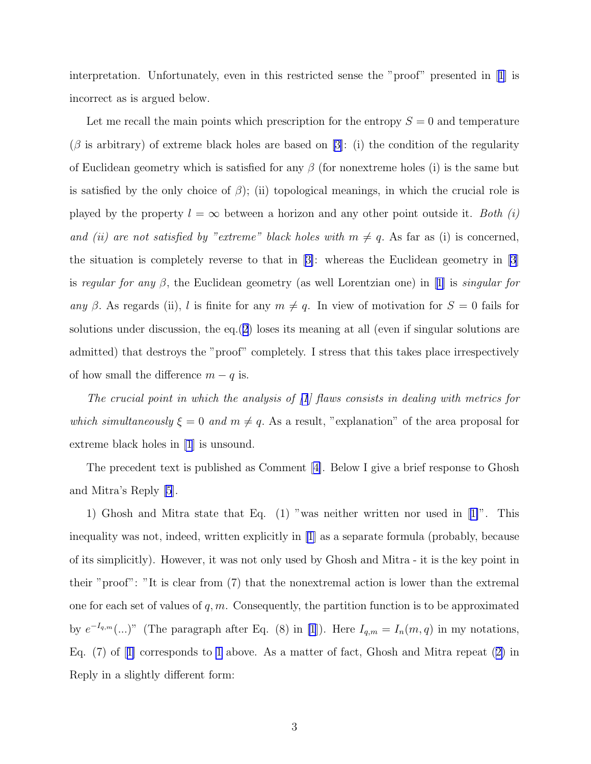interpretation. Unfortunately, even in this restricted sense the "proof" presented in [1] is incorrect as is argued below.

Let me recall the main points which prescription for the entropy $S = 0$ and temperature ($\beta$ is arbitrary) of extreme black holes are based on [3]: (i) the condition of the regularity of Euclidean geometry which is satisfied for any $\beta$ (for nonextreme holes (i) is the same but is satisfied by the only choice of $\beta$); (ii) topological meanings, in which the crucial role is played by the property $l = \infty$ between a horizon and any other point outside it. *Both (i) and (ii) are not satisfied by "extreme" black holes with $m \neq q$.* As far as (i) is concerned, the situation is completely reverse to that in [3]: whereas the Euclidean geometry in [3] is *regular for any* $\beta$, the Euclidean geometry (as well Lorentzian one) in [1] is *singular for any* $\beta$. As regards (ii), $l$ is finite for any $m \neq q$. In view of motivation for $S = 0$ fails for solutions under discussion, the eq.(2) loses its meaning at all (even if singular solutions are admitted) that destroys the "proof" completely. I stress that this takes place irrespectively of how small the difference $m - q$ is.

*The crucial point in which the analysis of [1] flaws consists in dealing with metrics for which simultaneously $\xi = 0$ and $m \neq q$.* As a result, "explanation" of the area proposal for extreme black holes in [1] is unsound.

The precedent text is published as Comment [4]. Below I give a brief response to Ghosh and Mitra's Reply [5].

1) Ghosh and Mitra state that Eq. (1) "was neither written nor used in [1]". This inequality was not, indeed, written explicitly in [1] as a separate formula (probably, because of its simplicitly). However, it was not only used by Ghosh and Mitra - it is the key point in their "proof": "It is clear from (7) that the nonextremal action is lower than the extremal one for each set of values of $q, m$. Consequently, the partition function is to be approximated by $e^{-I_{q,m}}(...)$" (The paragraph after Eq. (8) in [1]). Here $I_{q,m} = I_n(m, q)$ in my notations, Eq. (7) of [1] corresponds to 1 above. As a matter of fact, Ghosh and Mitra repeat (2) in Reply in a slightly different form: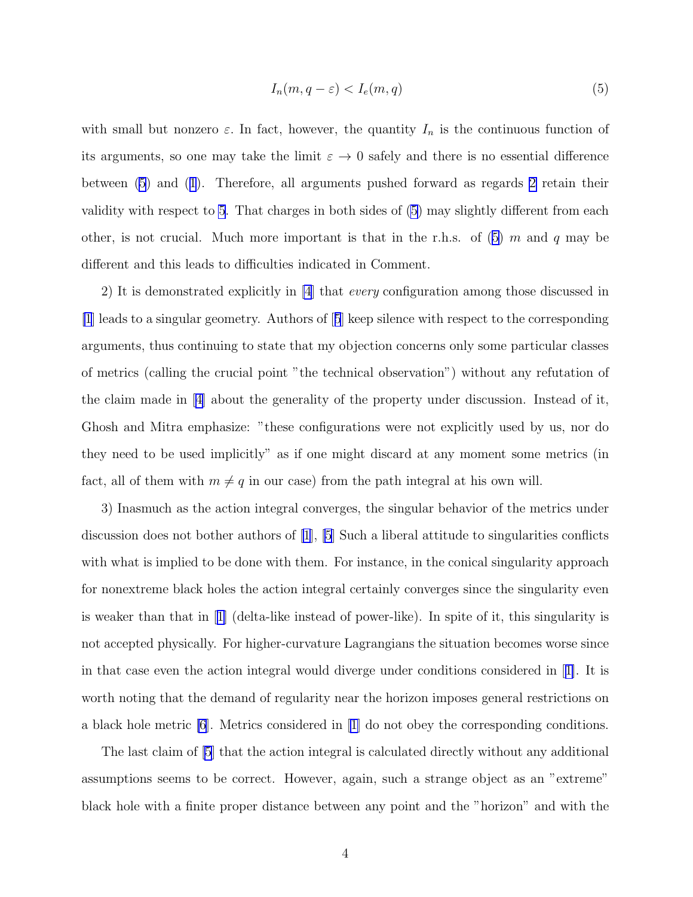$$I_n(m, q - \varepsilon) < I_e(m, q) \tag{5}$$

with small but nonzero $\varepsilon$. In fact, however, the quantity $I_n$ is the continuous function of its arguments, so one may take the limit $\varepsilon \to 0$ safely and there is no essential difference between (5) and (1). Therefore, all arguments pushed forward as regards 2 retain their validity with respect to 5. That charges in both sides of (5) may slightly different from each other, is not crucial. Much more important is that in the r.h.s. of (5) $m$ and $q$ may be different and this leads to difficulties indicated in Comment.

2) It is demonstrated explicitly in [4] that *every* configuration among those discussed in [1] leads to a singular geometry. Authors of [5] keep silence with respect to the corresponding arguments, thus continuing to state that my objection concerns only some particular classes of metrics (calling the crucial point "the technical observation") without any refutation of the claim made in [4] about the generality of the property under discussion. Instead of it, Ghosh and Mitra emphasize: "these configurations were not explicitly used by us, nor do they need to be used implicitly" as if one might discard at any moment some metrics (in fact, all of them with $m \neq q$ in our case) from the path integral at his own will.

3) Inasmuch as the action integral converges, the singular behavior of the metrics under discussion does not bother authors of [1], [5] Such a liberal attitude to singularities conflicts with what is implied to be done with them. For instance, in the conical singularity approach for nonextreme black holes the action integral certainly converges since the singularity even is weaker than that in [1] (delta-like instead of power-like). In spite of it, this singularity is not accepted physically. For higher-curvature Lagrangians the situation becomes worse since in that case even the action integral would diverge under conditions considered in [1]. It is worth noting that the demand of regularity near the horizon imposes general restrictions on a black hole metric [6]. Metrics considered in [1] do not obey the corresponding conditions.

The last claim of [5] that the action integral is calculated directly without any additional assumptions seems to be correct. However, again, such a strange object as an "extreme" black hole with a finite proper distance between any point and the "horizon" and with the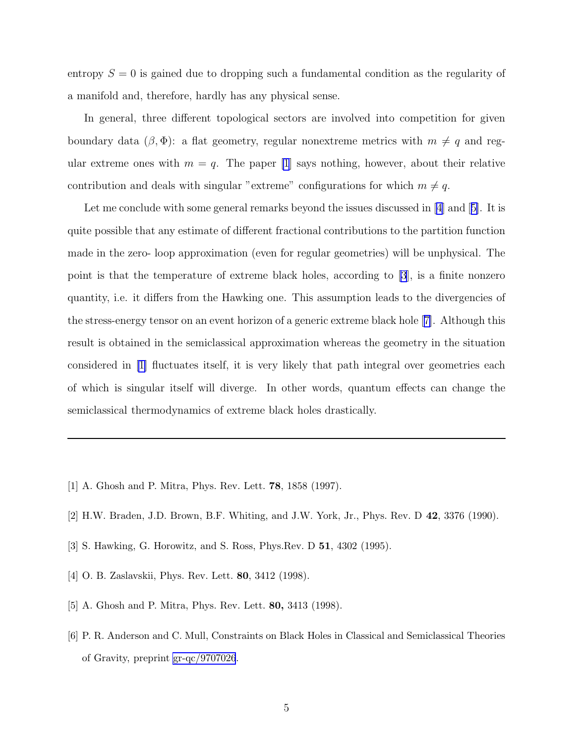entropy $S = 0$ is gained due to dropping such a fundamental condition as the regularity of a manifold and, therefore, hardly has any physical sense.

In general, three different topological sectors are involved into competition for given boundary data $(\beta, \Phi)$: a flat geometry, regular nonextreme metrics with $m \neq q$ and regular extreme ones with $m = q$. The paper [1] says nothing, however, about their relative contribution and deals with singular "extreme" configurations for which $m \neq q$.

Let me conclude with some general remarks beyond the issues discussed in [4] and [5]. It is quite possible that any estimate of different fractional contributions to the partition function made in the zero- loop approximation (even for regular geometries) will be unphysical. The point is that the temperature of extreme black holes, according to [3], is a finite nonzero quantity, i.e. it differs from the Hawking one. This assumption leads to the divergencies of the stress-energy tensor on an event horizon of a generic extreme black hole [7]. Although this result is obtained in the semiclassical approximation whereas the geometry in the situation considered in [1] fluctuates itself, it is very likely that path integral over geometries each of which is singular itself will diverge. In other words, quantum effects can change the semiclassical thermodynamics of extreme black holes drastically.

---

[1] A. Ghosh and P. Mitra, Phys. Rev. Lett. **78**, 1858 (1997).

[2] H.W. Braden, J.D. Brown, B.F. Whiting, and J.W. York, Jr., Phys. Rev. D **42**, 3376 (1990).

[3] S. Hawking, G. Horowitz, and S. Ross, Phys.Rev. D **51**, 4302 (1995).

[4] O. B. Zaslavskii, Phys. Rev. Lett. **80**, 3412 (1998).

[5] A. Ghosh and P. Mitra, Phys. Rev. Lett. **80,** 3413 (1998).

[6] P. R. Anderson and C. Mull, Constraints on Black Holes in Classical and Semiclassical Theories of Gravity, preprint gr-qc/9707026.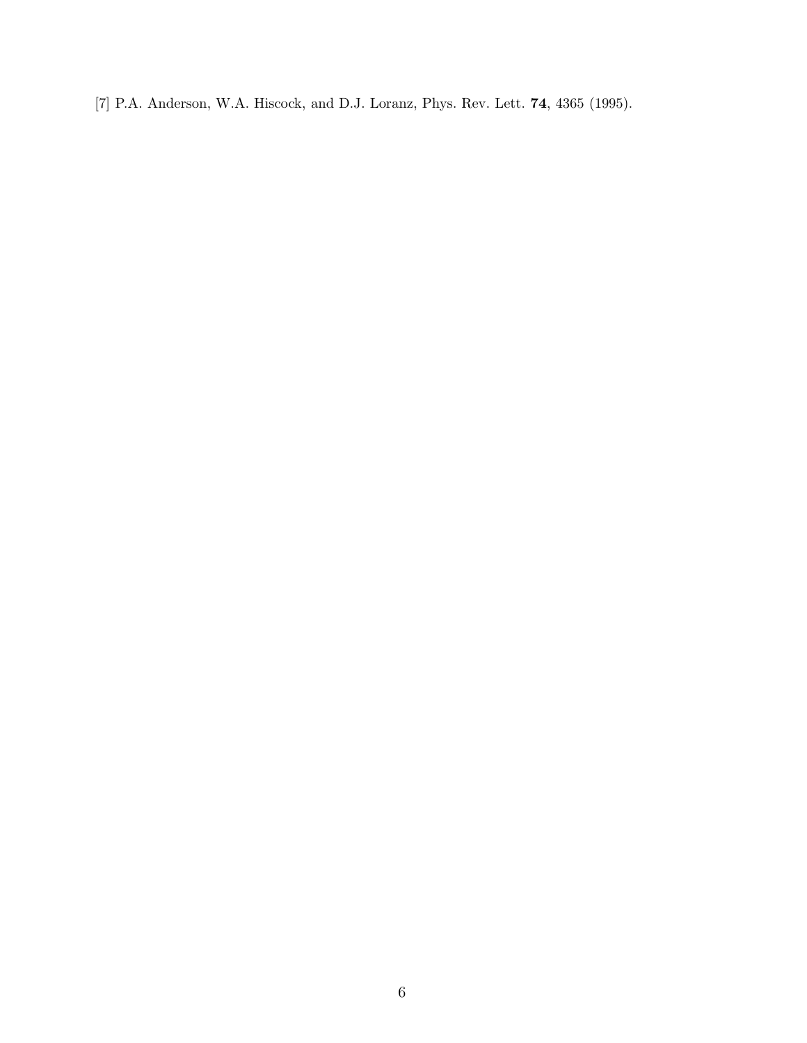[7] P.A. Anderson, W.A. Hiscock, and D.J. Loranz, Phys. Rev. Lett. **74**, 4365 (1995).